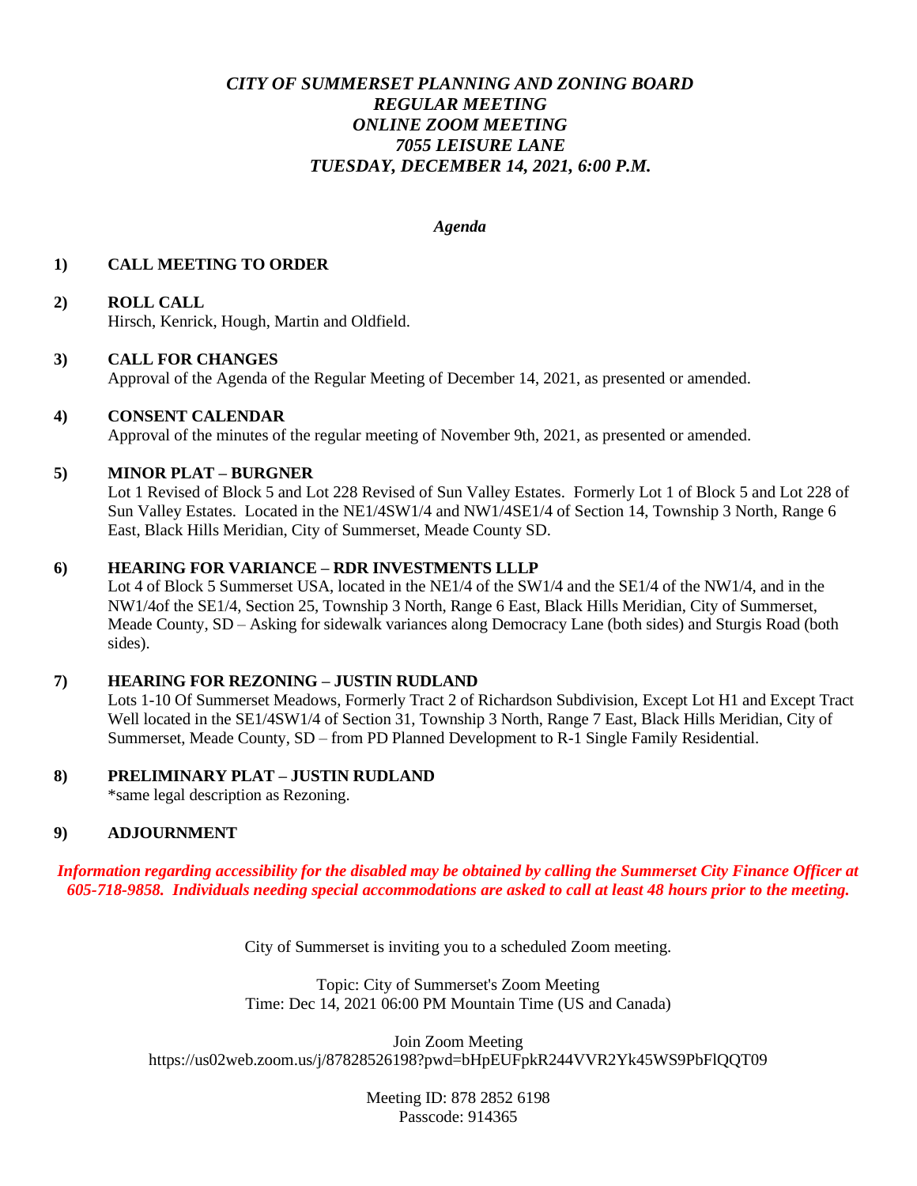# *CITY OF SUMMERSET PLANNING AND ZONING BOARD*
# *REGULAR MEETING*
# *ONLINE ZOOM MEETING*
# *7055 LEISURE LANE*
# *TUESDAY, DECEMBER 14, 2021, 6:00 P.M.*

*Agenda*

**1) CALL MEETING TO ORDER**

**2) ROLL CALL**
Hirsch, Kenrick, Hough, Martin and Oldfield.

**3) CALL FOR CHANGES**
Approval of the Agenda of the Regular Meeting of December 14, 2021, as presented or amended.

**4) CONSENT CALENDAR**
Approval of the minutes of the regular meeting of November 9th, 2021, as presented or amended.

**5) MINOR PLAT – BURGNER**
Lot 1 Revised of Block 5 and Lot 228 Revised of Sun Valley Estates. Formerly Lot 1 of Block 5 and Lot 228 of Sun Valley Estates. Located in the NE1/4SW1/4 and NW1/4SE1/4 of Section 14, Township 3 North, Range 6 East, Black Hills Meridian, City of Summerset, Meade County SD.

**6) HEARING FOR VARIANCE – RDR INVESTMENTS LLLP**
Lot 4 of Block 5 Summerset USA, located in the NE1/4 of the SW1/4 and the SE1/4 of the NW1/4, and in the NW1/4of the SE1/4, Section 25, Township 3 North, Range 6 East, Black Hills Meridian, City of Summerset, Meade County, SD – Asking for sidewalk variances along Democracy Lane (both sides) and Sturgis Road (both sides).

**7) HEARING FOR REZONING – JUSTIN RUDLAND**
Lots 1-10 Of Summerset Meadows, Formerly Tract 2 of Richardson Subdivision, Except Lot H1 and Except Tract Well located in the SE1/4SW1/4 of Section 31, Township 3 North, Range 7 East, Black Hills Meridian, City of Summerset, Meade County, SD – from PD Planned Development to R-1 Single Family Residential.

**8) PRELIMINARY PLAT – JUSTIN RUDLAND**
*same legal description as Rezoning.

**9) ADJOURNMENT**

***Information regarding accessibility for the disabled may be obtained by calling the Summerset City Finance Officer at 605-718-9858. Individuals needing special accommodations are asked to call at least 48 hours prior to the meeting.***

City of Summerset is inviting you to a scheduled Zoom meeting.

Topic: City of Summerset's Zoom Meeting
Time: Dec 14, 2021 06:00 PM Mountain Time (US and Canada)

Join Zoom Meeting
https://us02web.zoom.us/j/87828526198?pwd=bHpEUFpkR244VVR2Yk45WS9PbFlQQT09

Meeting ID: 878 2852 6198
Passcode: 914365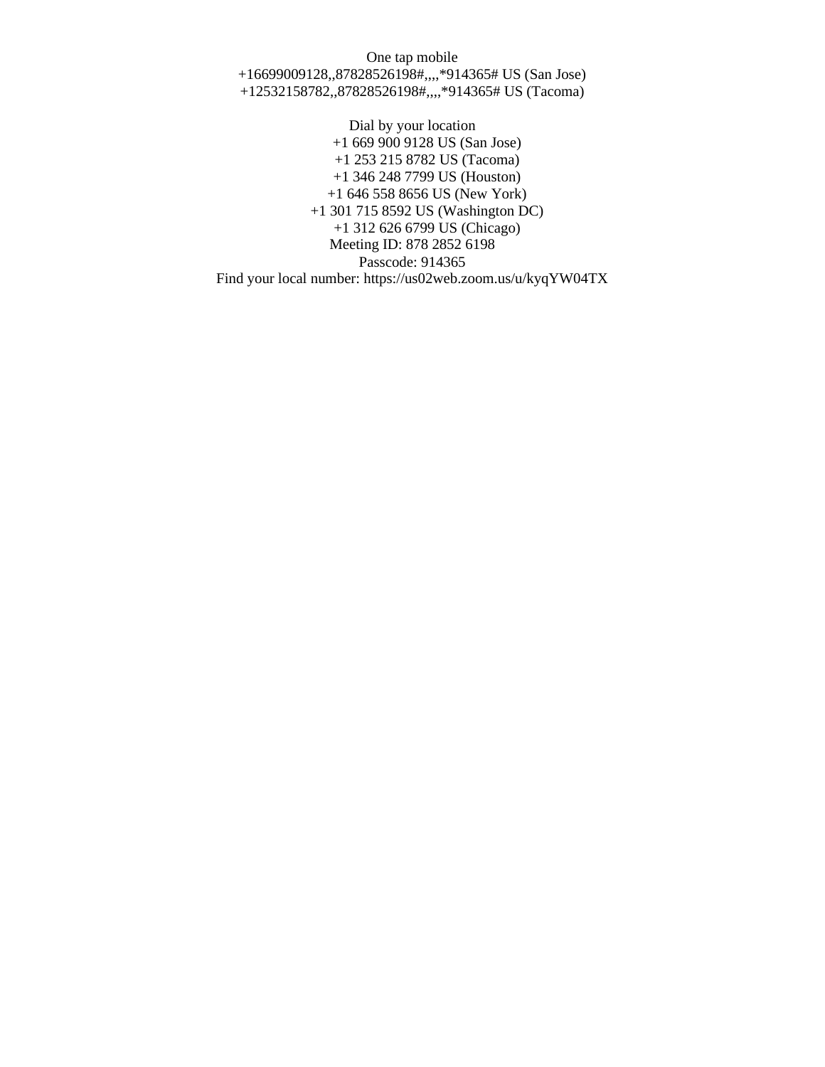One tap mobile
+16699009128,,87828526198#,,,,*914365# US (San Jose)
+12532158782,,87828526198#,,,,*914365# US (Tacoma)

Dial by your location
+1 669 900 9128 US (San Jose)
+1 253 215 8782 US (Tacoma)
+1 346 248 7799 US (Houston)
+1 646 558 8656 US (New York)
+1 301 715 8592 US (Washington DC)
+1 312 626 6799 US (Chicago)
Meeting ID: 878 2852 6198
Passcode: 914365
Find your local number: https://us02web.zoom.us/u/kyqYW04TX